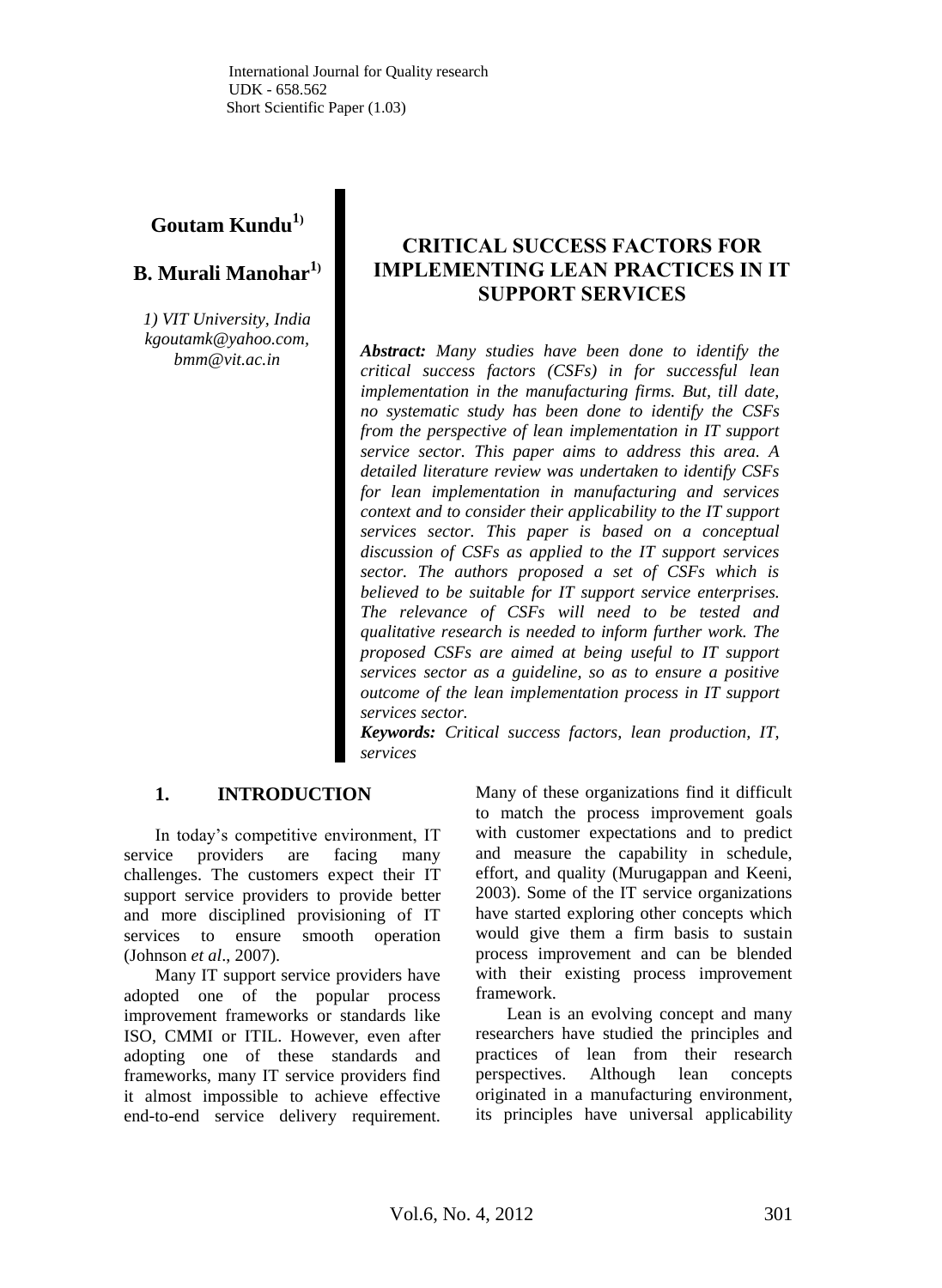International Journal for Quality research
UDK - 658.562
Short Scientific Paper (1.03)

**Goutam Kundu[1)]**

**B. Murali Manohar[1)]**

*1) VIT University, India*
*kgoutamk@yahoo.com,*
*bmm@vit.ac.in*

# CRITICAL SUCCESS FACTORS FOR IMPLEMENTING LEAN PRACTICES IN IT SUPPORT SERVICES

***Abstract:*** *Many studies have been done to identify the critical success factors (CSFs) in for successful lean implementation in the manufacturing firms. But, till date, no systematic study has been done to identify the CSFs from the perspective of lean implementation in IT support service sector. This paper aims to address this area. A detailed literature review was undertaken to identify CSFs for lean implementation in manufacturing and services context and to consider their applicability to the IT support services sector. This paper is based on a conceptual discussion of CSFs as applied to the IT support services sector. The authors proposed a set of CSFs which is believed to be suitable for IT support service enterprises. The relevance of CSFs will need to be tested and qualitative research is needed to inform further work. The proposed CSFs are aimed at being useful to IT support services sector as a guideline, so as to ensure a positive outcome of the lean implementation process in IT support services sector.*

***Keywords:*** *Critical success factors, lean production, IT, services*

## 1. INTRODUCTION

In today's competitive environment, IT service providers are facing many challenges. The customers expect their IT support service providers to provide better and more disciplined provisioning of IT services to ensure smooth operation (Johnson *et al*., 2007).

Many IT support service providers have adopted one of the popular process improvement frameworks or standards like ISO, CMMI or ITIL. However, even after adopting one of these standards and frameworks, many IT service providers find it almost impossible to achieve effective end-to-end service delivery requirement. Many of these organizations find it difficult to match the process improvement goals with customer expectations and to predict and measure the capability in schedule, effort, and quality (Murugappan and Keeni, 2003). Some of the IT service organizations have started exploring other concepts which would give them a firm basis to sustain process improvement and can be blended with their existing process improvement framework.

Lean is an evolving concept and many researchers have studied the principles and practices of lean from their research perspectives. Although lean concepts originated in a manufacturing environment, its principles have universal applicability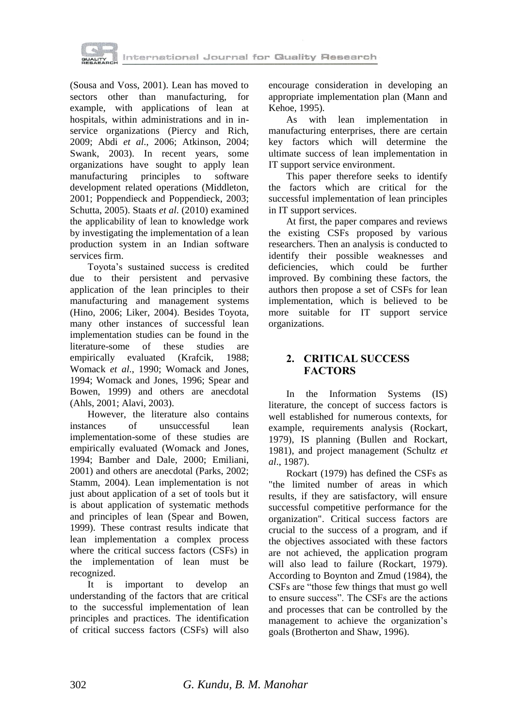(Sousa and Voss, 2001). Lean has moved to sectors other than manufacturing, for example, with applications of lean at hospitals, within administrations and in in-service organizations (Piercy and Rich, 2009; Abdi *et al*., 2006; Atkinson, 2004; Swank, 2003). In recent years, some organizations have sought to apply lean manufacturing principles to software development related operations (Middleton, 2001; Poppendieck and Poppendieck, 2003; Schutta, 2005). Staats *et al*. (2010) examined the applicability of lean to knowledge work by investigating the implementation of a lean production system in an Indian software services firm.

Toyota's sustained success is credited due to their persistent and pervasive application of the lean principles to their manufacturing and management systems (Hino, 2006; Liker, 2004). Besides Toyota, many other instances of successful lean implementation studies can be found in the literature-some of these studies are empirically evaluated (Krafcik, 1988; Womack *et al*., 1990; Womack and Jones, 1994; Womack and Jones, 1996; Spear and Bowen, 1999) and others are anecdotal (Ahls, 2001; Alavi, 2003).

However, the literature also contains instances of unsuccessful lean implementation-some of these studies are empirically evaluated (Womack and Jones, 1994; Bamber and Dale, 2000; Emiliani, 2001) and others are anecdotal (Parks, 2002; Stamm, 2004). Lean implementation is not just about application of a set of tools but it is about application of systematic methods and principles of lean (Spear and Bowen, 1999). These contrast results indicate that lean implementation a complex process where the critical success factors (CSFs) in the implementation of lean must be recognized.

It is important to develop an understanding of the factors that are critical to the successful implementation of lean principles and practices. The identification of critical success factors (CSFs) will also encourage consideration in developing an appropriate implementation plan (Mann and Kehoe, 1995).

As with lean implementation in manufacturing enterprises, there are certain key factors which will determine the ultimate success of lean implementation in IT support service environment.

This paper therefore seeks to identify the factors which are critical for the successful implementation of lean principles in IT support services.

At first, the paper compares and reviews the existing CSFs proposed by various researchers. Then an analysis is conducted to identify their possible weaknesses and deficiencies, which could be further improved. By combining these factors, the authors then propose a set of CSFs for lean implementation, which is believed to be more suitable for IT support service organizations.

## 2. CRITICAL SUCCESS FACTORS

In the Information Systems (IS) literature, the concept of success factors is well established for numerous contexts, for example, requirements analysis (Rockart, 1979), IS planning (Bullen and Rockart, 1981), and project management (Schultz *et al*., 1987).

Rockart (1979) has defined the CSFs as "the limited number of areas in which results, if they are satisfactory, will ensure successful competitive performance for the organization". Critical success factors are crucial to the success of a program, and if the objectives associated with these factors are not achieved, the application program will also lead to failure (Rockart, 1979). According to Boynton and Zmud (1984), the CSFs are "those few things that must go well to ensure success". The CSFs are the actions and processes that can be controlled by the management to achieve the organization's goals (Brotherton and Shaw, 1996).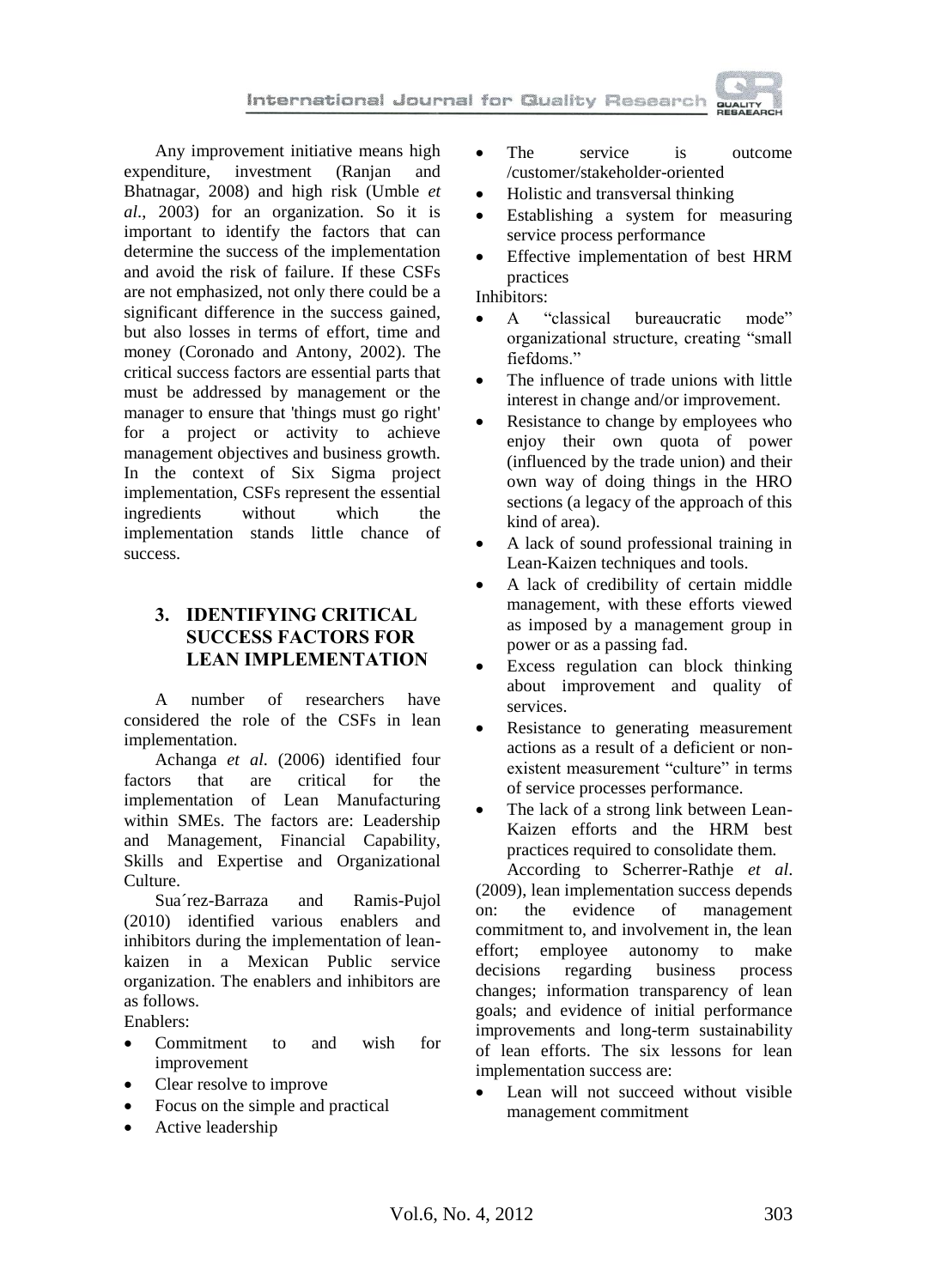Any improvement initiative means high expenditure, investment (Ranjan and Bhatnagar, 2008) and high risk (Umble *et al*., 2003) for an organization. So it is important to identify the factors that can determine the success of the implementation and avoid the risk of failure. If these CSFs are not emphasized, not only there could be a significant difference in the success gained, but also losses in terms of effort, time and money (Coronado and Antony, 2002). The critical success factors are essential parts that must be addressed by management or the manager to ensure that 'things must go right' for a project or activity to achieve management objectives and business growth. In the context of Six Sigma project implementation, CSFs represent the essential ingredients without which the implementation stands little chance of success.

## 3. IDENTIFYING CRITICAL SUCCESS FACTORS FOR LEAN IMPLEMENTATION

A number of researchers have considered the role of the CSFs in lean implementation.

Achanga *et al*. (2006) identified four factors that are critical for the implementation of Lean Manufacturing within SMEs. The factors are: Leadership and Management, Financial Capability, Skills and Expertise and Organizational Culture.

Sua´rez-Barraza and Ramis-Pujol (2010) identified various enablers and inhibitors during the implementation of lean-kaizen in a Mexican Public service organization. The enablers and inhibitors are as follows.

Enablers:

- Commitment to and wish for improvement
- Clear resolve to improve
- Focus on the simple and practical
- Active leadership
- The service is outcome /customer/stakeholder-oriented
- Holistic and transversal thinking
- Establishing a system for measuring service process performance
- Effective implementation of best HRM practices

Inhibitors:

- A "classical bureaucratic mode" organizational structure, creating "small fiefdoms."
- The influence of trade unions with little interest in change and/or improvement.
- Resistance to change by employees who enjoy their own quota of power (influenced by the trade union) and their own way of doing things in the HRO sections (a legacy of the approach of this kind of area).
- A lack of sound professional training in Lean-Kaizen techniques and tools.
- A lack of credibility of certain middle management, with these efforts viewed as imposed by a management group in power or as a passing fad.
- Excess regulation can block thinking about improvement and quality of services.
- Resistance to generating measurement actions as a result of a deficient or non-existent measurement "culture" in terms of service processes performance.
- The lack of a strong link between Lean-Kaizen efforts and the HRM best practices required to consolidate them.

According to Scherrer-Rathje *et al*. (2009), lean implementation success depends on: the evidence of management commitment to, and involvement in, the lean effort; employee autonomy to make decisions regarding business process changes; information transparency of lean goals; and evidence of initial performance improvements and long-term sustainability of lean efforts. The six lessons for lean implementation success are:

- Lean will not succeed without visible management commitment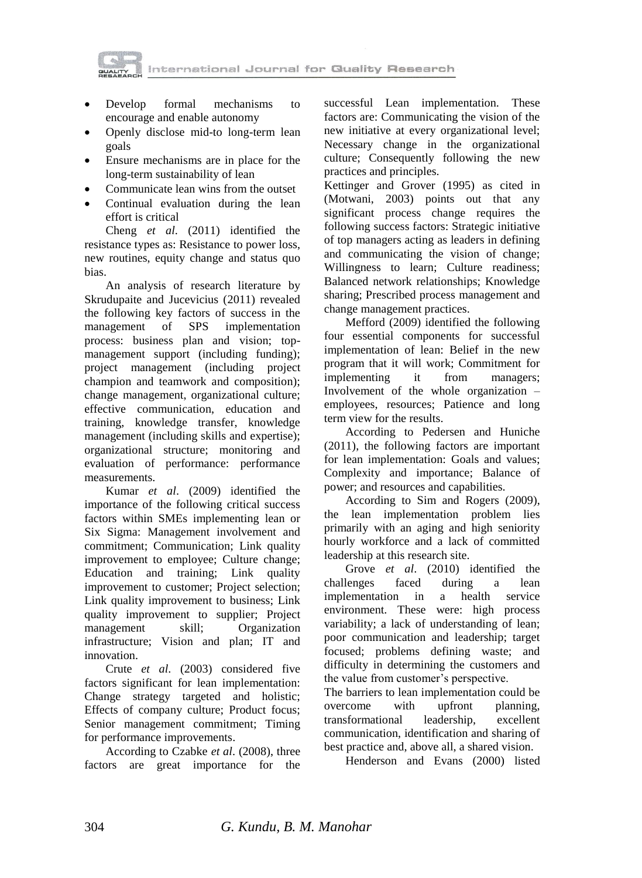- Develop formal mechanisms to encourage and enable autonomy
- Openly disclose mid-to long-term lean goals
- Ensure mechanisms are in place for the long-term sustainability of lean
- Communicate lean wins from the outset
- Continual evaluation during the lean effort is critical

Cheng *et al*. (2011) identified the resistance types as: Resistance to power loss, new routines, equity change and status quo bias.

An analysis of research literature by Skrudupaite and Jucevicius (2011) revealed the following key factors of success in the management of SPS implementation process: business plan and vision; top-management support (including funding); project management (including project champion and teamwork and composition); change management, organizational culture; effective communication, education and training, knowledge transfer, knowledge management (including skills and expertise); organizational structure; monitoring and evaluation of performance: performance measurements.

Kumar *et al*. (2009) identified the importance of the following critical success factors within SMEs implementing lean or Six Sigma: Management involvement and commitment; Communication; Link quality improvement to employee; Culture change; Education and training; Link quality improvement to customer; Project selection; Link quality improvement to business; Link quality improvement to supplier; Project management skill; Organization infrastructure; Vision and plan; IT and innovation.

Crute *et al*. (2003) considered five factors significant for lean implementation: Change strategy targeted and holistic; Effects of company culture; Product focus; Senior management commitment; Timing for performance improvements.

According to Czabke *et al*. (2008), three factors are great importance for the successful Lean implementation. These factors are: Communicating the vision of the new initiative at every organizational level; Necessary change in the organizational culture; Consequently following the new practices and principles.

Kettinger and Grover (1995) as cited in (Motwani, 2003) points out that any significant process change requires the following success factors: Strategic initiative of top managers acting as leaders in defining and communicating the vision of change; Willingness to learn; Culture readiness; Balanced network relationships; Knowledge sharing; Prescribed process management and change management practices.

Mefford (2009) identified the following four essential components for successful implementation of lean: Belief in the new program that it will work; Commitment for implementing it from managers; Involvement of the whole organization – employees, resources; Patience and long term view for the results.

According to Pedersen and Huniche (2011), the following factors are important for lean implementation: Goals and values; Complexity and importance; Balance of power; and resources and capabilities.

According to Sim and Rogers (2009), the lean implementation problem lies primarily with an aging and high seniority hourly workforce and a lack of committed leadership at this research site.

Grove *et al*. (2010) identified the challenges faced during a lean implementation in a health service environment. These were: high process variability; a lack of understanding of lean; poor communication and leadership; target focused; problems defining waste; and difficulty in determining the customers and the value from customer's perspective.

The barriers to lean implementation could be overcome with upfront planning, transformational leadership, excellent communication, identification and sharing of best practice and, above all, a shared vision.

Henderson and Evans (2000) listed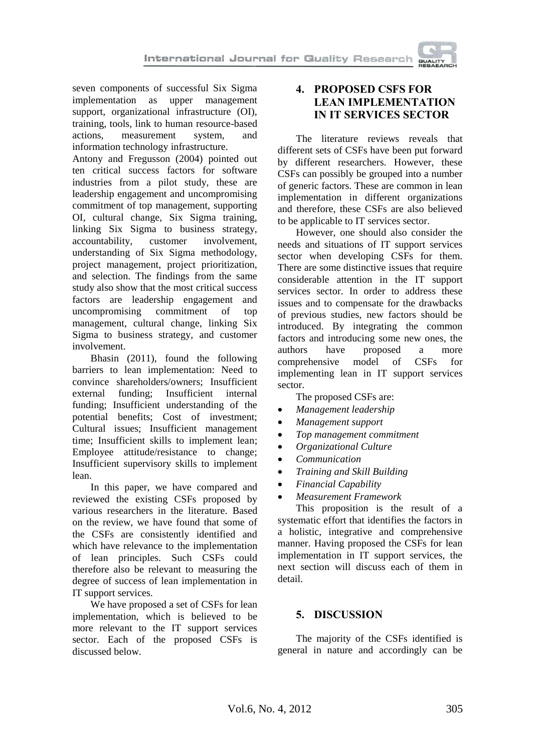seven components of successful Six Sigma implementation as upper management support, organizational infrastructure (OI), training, tools, link to human resource-based actions, measurement system, and information technology infrastructure.

Antony and Fregusson (2004) pointed out ten critical success factors for software industries from a pilot study, these are leadership engagement and uncompromising commitment of top management, supporting OI, cultural change, Six Sigma training, linking Six Sigma to business strategy, accountability, customer involvement, understanding of Six Sigma methodology, project management, project prioritization, and selection. The findings from the same study also show that the most critical success factors are leadership engagement and uncompromising commitment of top management, cultural change, linking Six Sigma to business strategy, and customer involvement.

Bhasin (2011), found the following barriers to lean implementation: Need to convince shareholders/owners; Insufficient external funding; Insufficient internal funding; Insufficient understanding of the potential benefits; Cost of investment; Cultural issues; Insufficient management time; Insufficient skills to implement lean; Employee attitude/resistance to change; Insufficient supervisory skills to implement lean.

In this paper, we have compared and reviewed the existing CSFs proposed by various researchers in the literature. Based on the review, we have found that some of the CSFs are consistently identified and which have relevance to the implementation of lean principles. Such CSFs could therefore also be relevant to measuring the degree of success of lean implementation in IT support services.

We have proposed a set of CSFs for lean implementation, which is believed to be more relevant to the IT support services sector. Each of the proposed CSFs is discussed below.

## 4. PROPOSED CSFS FOR LEAN IMPLEMENTATION IN IT SERVICES SECTOR

The literature reviews reveals that different sets of CSFs have been put forward by different researchers. However, these CSFs can possibly be grouped into a number of generic factors. These are common in lean implementation in different organizations and therefore, these CSFs are also believed to be applicable to IT services sector.

However, one should also consider the needs and situations of IT support services sector when developing CSFs for them. There are some distinctive issues that require considerable attention in the IT support services sector. In order to address these issues and to compensate for the drawbacks of previous studies, new factors should be introduced. By integrating the common factors and introducing some new ones, the authors have proposed a more comprehensive model of CSFs for implementing lean in IT support services sector.

The proposed CSFs are:

- *Management leadership*
- *Management support*
- *Top management commitment*
- *Organizational Culture*
- *Communication*
- *Training and Skill Building*
- *Financial Capability*
- *Measurement Framework*

This proposition is the result of a systematic effort that identifies the factors in a holistic, integrative and comprehensive manner. Having proposed the CSFs for lean implementation in IT support services, the next section will discuss each of them in detail.

## 5. DISCUSSION

The majority of the CSFs identified is general in nature and accordingly can be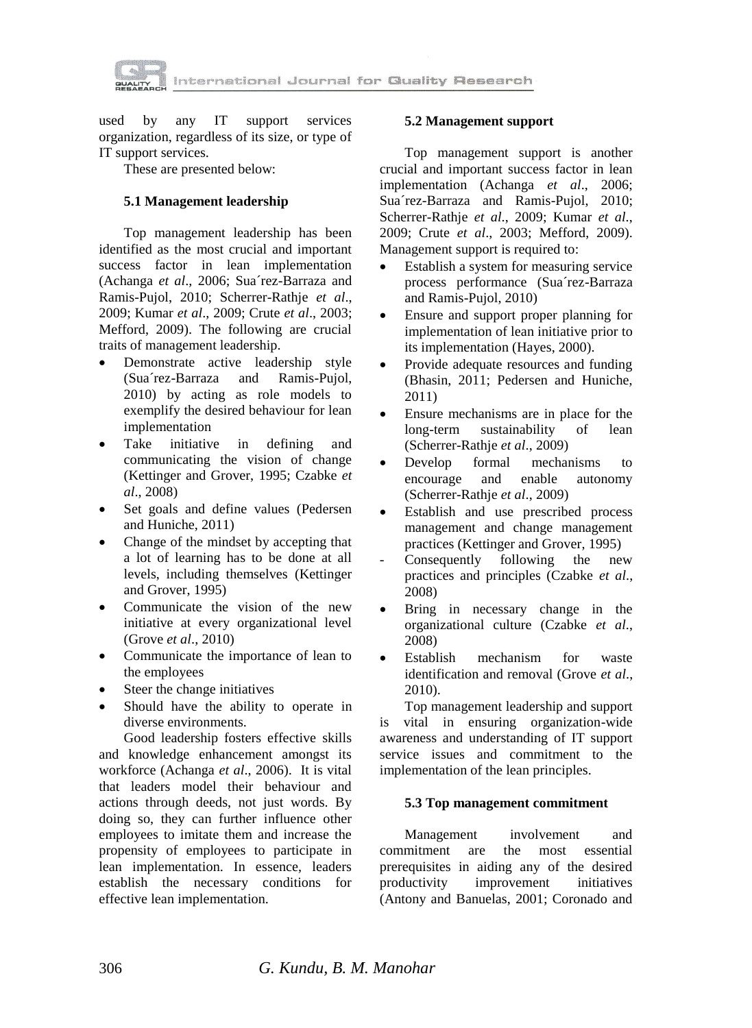used by any IT support services organization, regardless of its size, or type of IT support services.

These are presented below:

### 5.1 Management leadership

Top management leadership has been identified as the most crucial and important success factor in lean implementation (Achanga *et al*., 2006; Sua´rez-Barraza and Ramis-Pujol, 2010; Scherrer-Rathje *et al*., 2009; Kumar *et al*., 2009; Crute *et al*., 2003; Mefford, 2009). The following are crucial traits of management leadership.

- Demonstrate active leadership style (Sua´rez-Barraza and Ramis-Pujol, 2010) by acting as role models to exemplify the desired behaviour for lean implementation
- Take initiative in defining and communicating the vision of change (Kettinger and Grover, 1995; Czabke *et al*., 2008)
- Set goals and define values (Pedersen and Huniche, 2011)
- Change of the mindset by accepting that a lot of learning has to be done at all levels, including themselves (Kettinger and Grover, 1995)
- Communicate the vision of the new initiative at every organizational level (Grove *et al*., 2010)
- Communicate the importance of lean to the employees
- Steer the change initiatives
- Should have the ability to operate in diverse environments.

Good leadership fosters effective skills and knowledge enhancement amongst its workforce (Achanga *et al*., 2006). It is vital that leaders model their behaviour and actions through deeds, not just words. By doing so, they can further influence other employees to imitate them and increase the propensity of employees to participate in lean implementation. In essence, leaders establish the necessary conditions for effective lean implementation.

### 5.2 Management support

Top management support is another crucial and important success factor in lean implementation (Achanga *et al*., 2006; Sua´rez-Barraza and Ramis-Pujol, 2010; Scherrer-Rathje *et al*., 2009; Kumar *et al*., 2009; Crute *et al*., 2003; Mefford, 2009). Management support is required to:

- Establish a system for measuring service process performance (Sua´rez-Barraza and Ramis-Pujol, 2010)
- Ensure and support proper planning for implementation of lean initiative prior to its implementation (Hayes, 2000).
- Provide adequate resources and funding (Bhasin, 2011; Pedersen and Huniche, 2011)
- Ensure mechanisms are in place for the long-term sustainability of lean (Scherrer-Rathje *et al*., 2009)
- Develop formal mechanisms to encourage and enable autonomy (Scherrer-Rathje *et al*., 2009)
- Establish and use prescribed process management and change management practices (Kettinger and Grover, 1995)
  - Consequently following the new practices and principles (Czabke *et al*., 2008)
- Bring in necessary change in the organizational culture (Czabke *et al*., 2008)
- Establish mechanism for waste identification and removal (Grove *et al*., 2010).

Top management leadership and support is vital in ensuring organization-wide awareness and understanding of IT support service issues and commitment to the implementation of the lean principles.

### 5.3 Top management commitment

Management involvement and commitment are the most essential prerequisites in aiding any of the desired productivity improvement initiatives (Antony and Banuelas, 2001; Coronado and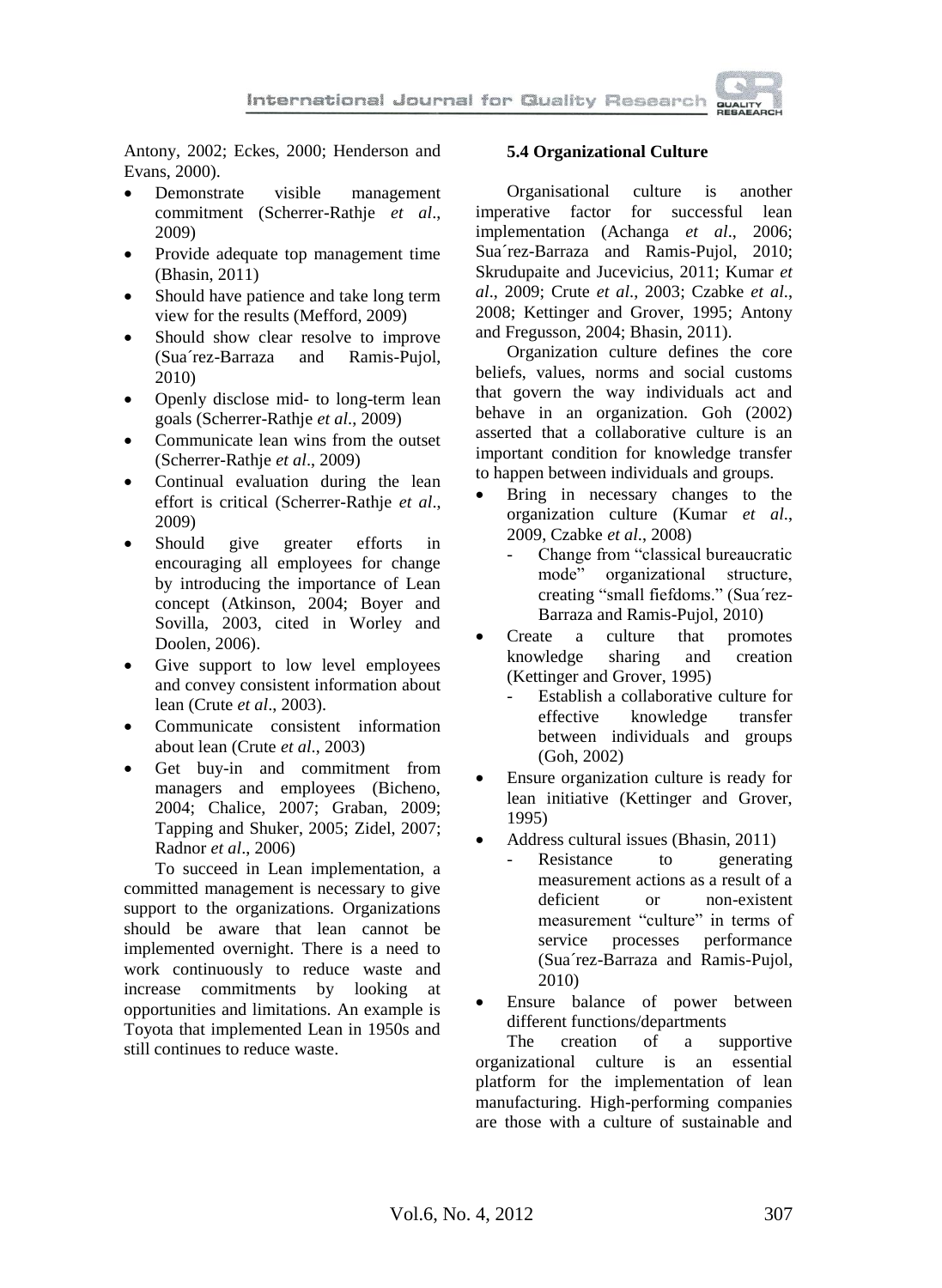Antony, 2002; Eckes, 2000; Henderson and Evans, 2000).

- Demonstrate visible management commitment (Scherrer-Rathje *et al*., 2009)
- Provide adequate top management time (Bhasin, 2011)
- Should have patience and take long term view for the results (Mefford, 2009)
- Should show clear resolve to improve (Sua´rez-Barraza and Ramis-Pujol, 2010)
- Openly disclose mid- to long-term lean goals (Scherrer-Rathje *et al*., 2009)
- Communicate lean wins from the outset (Scherrer-Rathje *et al*., 2009)
- Continual evaluation during the lean effort is critical (Scherrer-Rathje *et al*., 2009)
- Should give greater efforts in encouraging all employees for change by introducing the importance of Lean concept (Atkinson, 2004; Boyer and Sovilla, 2003, cited in Worley and Doolen, 2006).
- Give support to low level employees and convey consistent information about lean (Crute *et al*., 2003).
- Communicate consistent information about lean (Crute *et al*., 2003)
- Get buy-in and commitment from managers and employees (Bicheno, 2004; Chalice, 2007; Graban, 2009; Tapping and Shuker, 2005; Zidel, 2007; Radnor *et al*., 2006)

To succeed in Lean implementation, a committed management is necessary to give support to the organizations. Organizations should be aware that lean cannot be implemented overnight. There is a need to work continuously to reduce waste and increase commitments by looking at opportunities and limitations. An example is Toyota that implemented Lean in 1950s and still continues to reduce waste.

### 5.4 Organizational Culture

Organisational culture is another imperative factor for successful lean implementation (Achanga *et al*., 2006; Sua´rez-Barraza and Ramis-Pujol, 2010; Skrudupaite and Jucevicius, 2011; Kumar *et al*., 2009; Crute *et al*., 2003; Czabke *et al*., 2008; Kettinger and Grover, 1995; Antony and Fregusson, 2004; Bhasin, 2011).

Organization culture defines the core beliefs, values, norms and social customs that govern the way individuals act and behave in an organization. Goh (2002) asserted that a collaborative culture is an important condition for knowledge transfer to happen between individuals and groups.

- Bring in necessary changes to the organization culture (Kumar *et al*., 2009, Czabke *et al*., 2008)
  - Change from "classical bureaucratic mode" organizational structure, creating "small fiefdoms." (Sua´rez-Barraza and Ramis-Pujol, 2010)
- Create a culture that promotes knowledge sharing and creation (Kettinger and Grover, 1995)
  - Establish a collaborative culture for effective knowledge transfer between individuals and groups (Goh, 2002)
- Ensure organization culture is ready for lean initiative (Kettinger and Grover, 1995)
- Address cultural issues (Bhasin, 2011)
  - Resistance to generating measurement actions as a result of a deficient or non-existent measurement "culture" in terms of service processes performance (Sua´rez-Barraza and Ramis-Pujol, 2010)
- Ensure balance of power between different functions/departments

The creation of a supportive organizational culture is an essential platform for the implementation of lean manufacturing. High-performing companies are those with a culture of sustainable and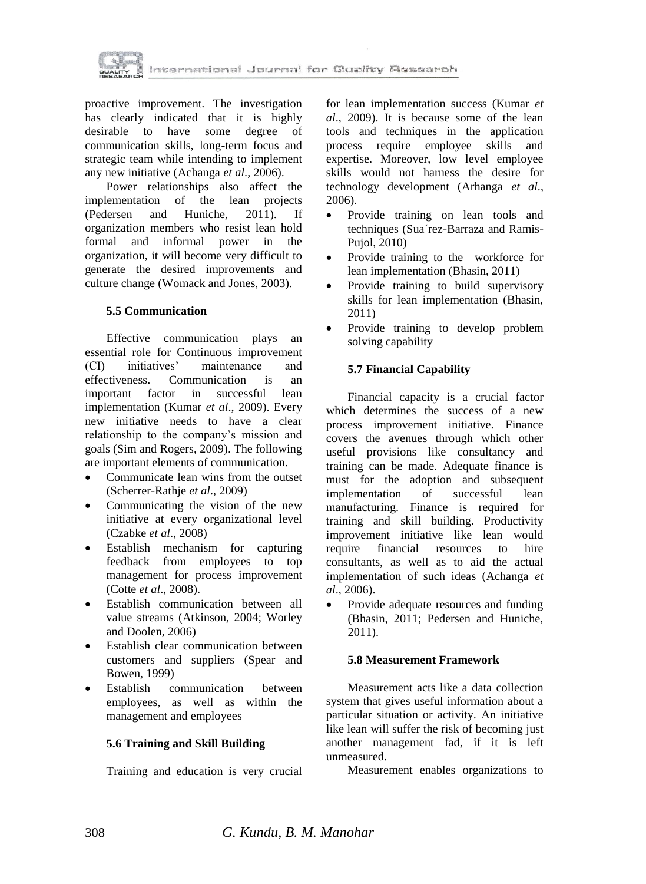proactive improvement. The investigation has clearly indicated that it is highly desirable to have some degree of communication skills, long-term focus and strategic team while intending to implement any new initiative (Achanga *et al*., 2006).

Power relationships also affect the implementation of the lean projects (Pedersen and Huniche, 2011). If organization members who resist lean hold formal and informal power in the organization, it will become very difficult to generate the desired improvements and culture change (Womack and Jones, 2003).

### 5.5 Communication

Effective communication plays an essential role for Continuous improvement (CI) initiatives' maintenance and effectiveness. Communication is an important factor in successful lean implementation (Kumar *et al*., 2009). Every new initiative needs to have a clear relationship to the company's mission and goals (Sim and Rogers, 2009). The following are important elements of communication.

- Communicate lean wins from the outset (Scherrer-Rathje *et al*., 2009)
- Communicating the vision of the new initiative at every organizational level (Czabke *et al*., 2008)
- Establish mechanism for capturing feedback from employees to top management for process improvement (Cotte *et al*., 2008).
- Establish communication between all value streams (Atkinson, 2004; Worley and Doolen, 2006)
- Establish clear communication between customers and suppliers (Spear and Bowen, 1999)
- Establish communication between employees, as well as within the management and employees

### 5.6 Training and Skill Building

Training and education is very crucial for lean implementation success (Kumar *et al*., 2009). It is because some of the lean tools and techniques in the application process require employee skills and expertise. Moreover, low level employee skills would not harness the desire for technology development (Arhanga *et al*., 2006).

- Provide training on lean tools and techniques (Sua´rez-Barraza and Ramis-Pujol, 2010)
- Provide training to the workforce for lean implementation (Bhasin, 2011)
- Provide training to build supervisory skills for lean implementation (Bhasin, 2011)
- Provide training to develop problem solving capability

### 5.7 Financial Capability

Financial capacity is a crucial factor which determines the success of a new process improvement initiative. Finance covers the avenues through which other useful provisions like consultancy and training can be made. Adequate finance is must for the adoption and subsequent implementation of successful lean manufacturing. Finance is required for training and skill building. Productivity improvement initiative like lean would require financial resources to hire consultants, as well as to aid the actual implementation of such ideas (Achanga *et al*., 2006).

- Provide adequate resources and funding (Bhasin, 2011; Pedersen and Huniche, 2011).

### 5.8 Measurement Framework

Measurement acts like a data collection system that gives useful information about a particular situation or activity. An initiative like lean will suffer the risk of becoming just another management fad, if it is left unmeasured.

Measurement enables organizations to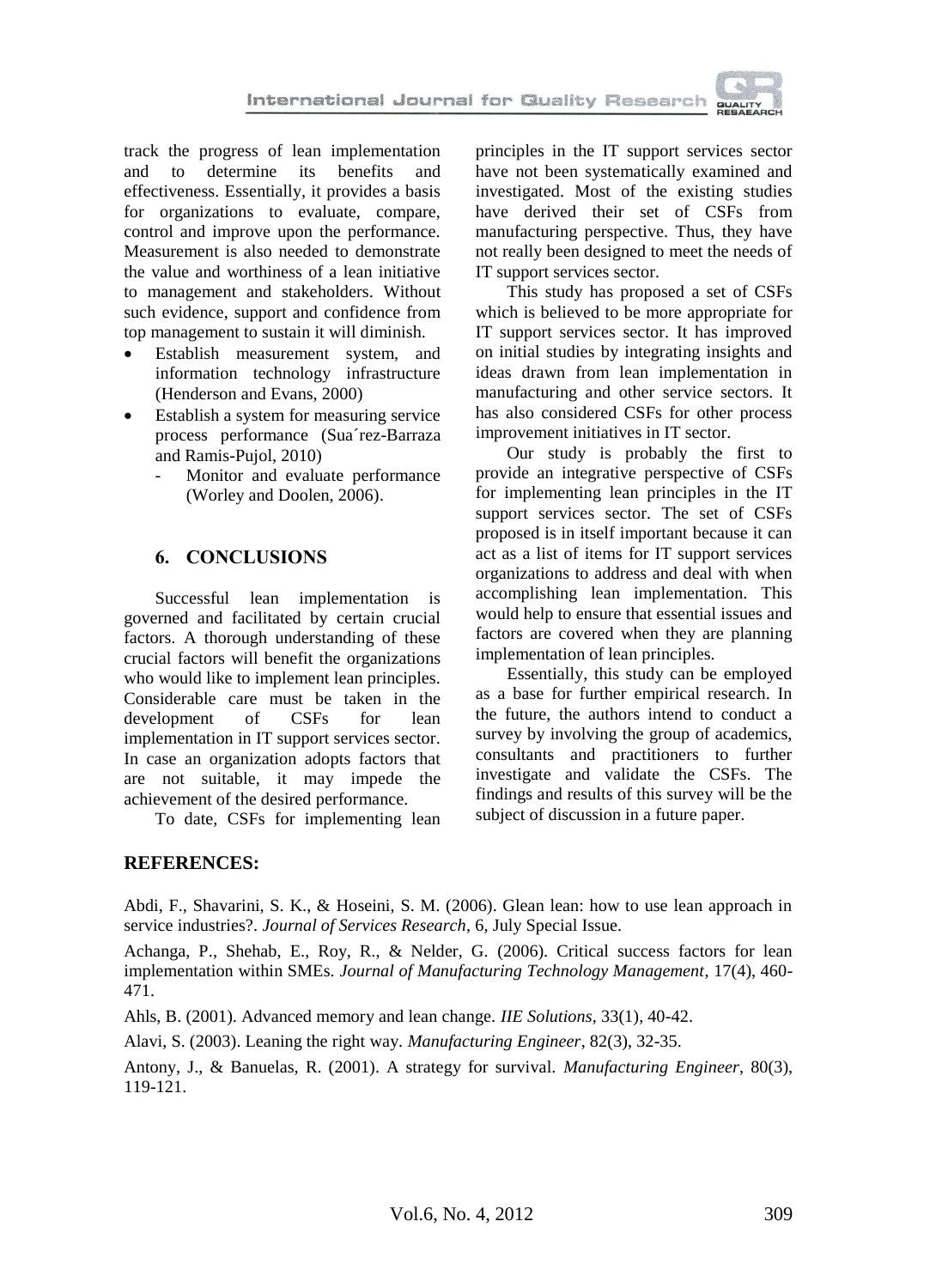track the progress of lean implementation and to determine its benefits and effectiveness. Essentially, it provides a basis for organizations to evaluate, compare, control and improve upon the performance. Measurement is also needed to demonstrate the value and worthiness of a lean initiative to management and stakeholders. Without such evidence, support and confidence from top management to sustain it will diminish.

- Establish measurement system, and information technology infrastructure (Henderson and Evans, 2000)
- Establish a system for measuring service process performance (Sua´rez-Barraza and Ramis-Pujol, 2010)
  - Monitor and evaluate performance (Worley and Doolen, 2006).

## 6. CONCLUSIONS

Successful lean implementation is governed and facilitated by certain crucial factors. A thorough understanding of these crucial factors will benefit the organizations who would like to implement lean principles. Considerable care must be taken in the development of CSFs for lean implementation in IT support services sector. In case an organization adopts factors that are not suitable, it may impede the achievement of the desired performance.

To date, CSFs for implementing lean principles in the IT support services sector have not been systematically examined and investigated. Most of the existing studies have derived their set of CSFs from manufacturing perspective. Thus, they have not really been designed to meet the needs of IT support services sector.

This study has proposed a set of CSFs which is believed to be more appropriate for IT support services sector. It has improved on initial studies by integrating insights and ideas drawn from lean implementation in manufacturing and other service sectors. It has also considered CSFs for other process improvement initiatives in IT sector.

Our study is probably the first to provide an integrative perspective of CSFs for implementing lean principles in the IT support services sector. The set of CSFs proposed is in itself important because it can act as a list of items for IT support services organizations to address and deal with when accomplishing lean implementation. This would help to ensure that essential issues and factors are covered when they are planning implementation of lean principles.

Essentially, this study can be employed as a base for further empirical research. In the future, the authors intend to conduct a survey by involving the group of academics, consultants and practitioners to further investigate and validate the CSFs. The findings and results of this survey will be the subject of discussion in a future paper.

## REFERENCES:

Abdi, F., Shavarini, S. K., & Hoseini, S. M. (2006). Glean lean: how to use lean approach in service industries?. *Journal of Services Research*, 6, July Special Issue.

Achanga, P., Shehab, E., Roy, R., & Nelder, G. (2006). Critical success factors for lean implementation within SMEs. *Journal of Manufacturing Technology Management*, 17(4), 460-471.

Ahls, B. (2001). Advanced memory and lean change. *IIE Solutions*, 33(1), 40-42.

Alavi, S. (2003). Leaning the right way. *Manufacturing Engineer*, 82(3), 32-35.

Antony, J., & Banuelas, R. (2001). A strategy for survival. *Manufacturing Engineer*, 80(3), 119-121.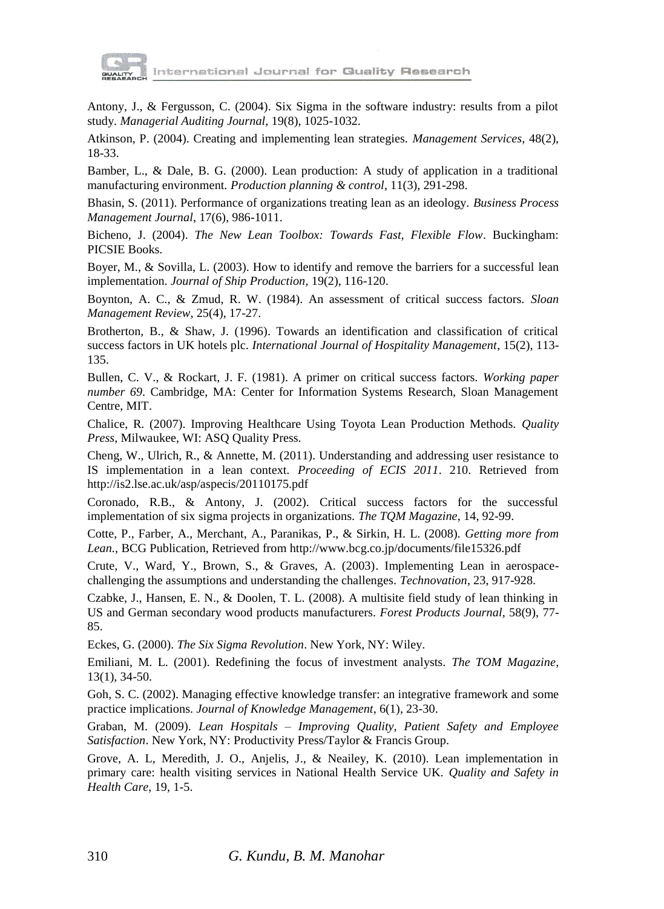Antony, J., & Fergusson, C. (2004). Six Sigma in the software industry: results from a pilot study. *Managerial Auditing Journal*, 19(8), 1025-1032.

Atkinson, P. (2004). Creating and implementing lean strategies. *Management Services*, 48(2), 18-33.

Bamber, L., & Dale, B. G. (2000). Lean production: A study of application in a traditional manufacturing environment. *Production planning & control*, 11(3), 291-298.

Bhasin, S. (2011). Performance of organizations treating lean as an ideology. *Business Process Management Journal*, 17(6), 986-1011.

Bicheno, J. (2004). *The New Lean Toolbox: Towards Fast, Flexible Flow*. Buckingham: PICSIE Books.

Boyer, M., & Sovilla, L. (2003). How to identify and remove the barriers for a successful lean implementation. *Journal of Ship Production*, 19(2), 116-120.

Boynton, A. C., & Zmud, R. W. (1984). An assessment of critical success factors. *Sloan Management Review*, 25(4), 17-27.

Brotherton, B., & Shaw, J. (1996). Towards an identification and classification of critical success factors in UK hotels plc. *International Journal of Hospitality Management*, 15(2), 113-135.

Bullen, C. V., & Rockart, J. F. (1981). A primer on critical success factors. *Working paper number 69*. Cambridge, MA: Center for Information Systems Research, Sloan Management Centre, MIT.

Chalice, R. (2007). Improving Healthcare Using Toyota Lean Production Methods. *Quality Press*, Milwaukee, WI: ASQ Quality Press.

Cheng, W., Ulrich, R., & Annette, M. (2011). Understanding and addressing user resistance to IS implementation in a lean context. *Proceeding of ECIS 2011*. 210. Retrieved from http://is2.lse.ac.uk/asp/aspecis/20110175.pdf

Coronado, R.B., & Antony, J. (2002). Critical success factors for the successful implementation of six sigma projects in organizations. *The TQM Magazine*, 14, 92-99.

Cotte, P., Farber, A., Merchant, A., Paranikas, P., & Sirkin, H. L. (2008). *Getting more from Lean.*, BCG Publication, Retrieved from http://www.bcg.co.jp/documents/file15326.pdf

Crute, V., Ward, Y., Brown, S., & Graves, A. (2003). Implementing Lean in aerospace-challenging the assumptions and understanding the challenges. *Technovation*, 23, 917-928.

Czabke, J., Hansen, E. N., & Doolen, T. L. (2008). A multisite field study of lean thinking in US and German secondary wood products manufacturers. *Forest Products Journal*, 58(9), 77-85.

Eckes, G. (2000). *The Six Sigma Revolution*. New York, NY: Wiley.

Emiliani, M. L. (2001). Redefining the focus of investment analysts. *The TOM Magazine*, 13(1), 34-50.

Goh, S. C. (2002). Managing effective knowledge transfer: an integrative framework and some practice implications. *Journal of Knowledge Management*, 6(1), 23-30.

Graban, M. (2009). *Lean Hospitals – Improving Quality, Patient Safety and Employee Satisfaction*. New York, NY: Productivity Press/Taylor & Francis Group.

Grove, A. L, Meredith, J. O., Anjelis, J., & Neailey, K. (2010). Lean implementation in primary care: health visiting services in National Health Service UK. *Quality and Safety in Health Care*, 19, 1-5.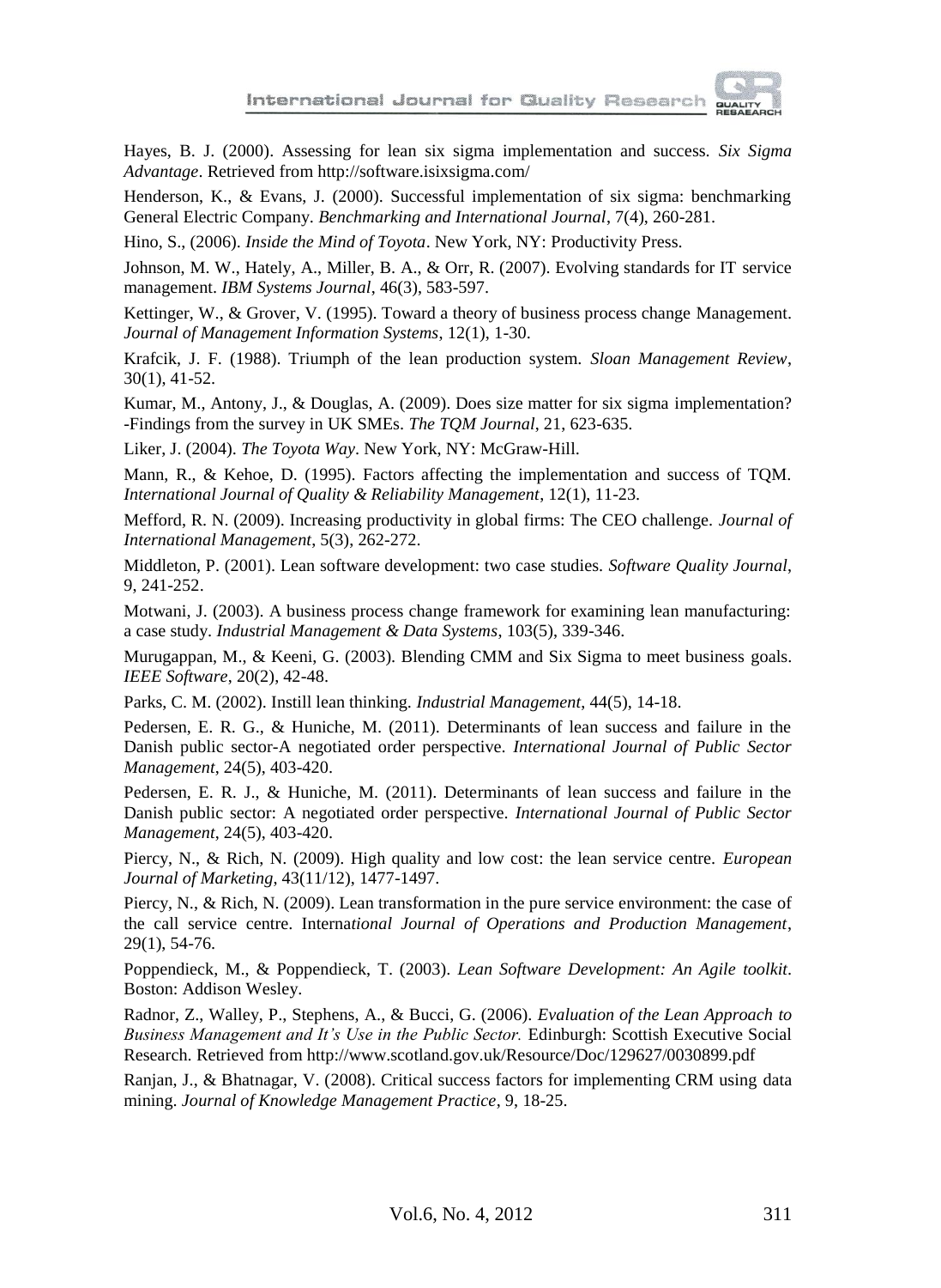Hayes, B. J. (2000). Assessing for lean six sigma implementation and success. *Six Sigma Advantage*. Retrieved from http://software.isixsigma.com/

Henderson, K., & Evans, J. (2000). Successful implementation of six sigma: benchmarking General Electric Company. *Benchmarking and International Journal*, 7(4), 260-281.

Hino, S., (2006). *Inside the Mind of Toyota*. New York, NY: Productivity Press.

Johnson, M. W., Hately, A., Miller, B. A., & Orr, R. (2007). Evolving standards for IT service management. *IBM Systems Journal*, 46(3), 583-597.

Kettinger, W., & Grover, V. (1995). Toward a theory of business process change Management. *Journal of Management Information Systems*, 12(1), 1-30.

Krafcik, J. F. (1988). Triumph of the lean production system. *Sloan Management Review*, 30(1), 41-52.

Kumar, M., Antony, J., & Douglas, A. (2009). Does size matter for six sigma implementation? -Findings from the survey in UK SMEs. *The TQM Journal*, 21, 623-635.

Liker, J. (2004). *The Toyota Way*. New York, NY: McGraw-Hill.

Mann, R., & Kehoe, D. (1995). Factors affecting the implementation and success of TQM. *International Journal of Quality & Reliability Management*, 12(1), 11-23.

Mefford, R. N. (2009). Increasing productivity in global firms: The CEO challenge. *Journal of International Management*, 5(3), 262-272.

Middleton, P. (2001). Lean software development: two case studies. *Software Quality Journal*, 9, 241-252.

Motwani, J. (2003). A business process change framework for examining lean manufacturing: a case study. *Industrial Management & Data Systems*, 103(5), 339-346.

Murugappan, M., & Keeni, G. (2003). Blending CMM and Six Sigma to meet business goals. *IEEE Software*, 20(2), 42-48.

Parks, C. M. (2002). Instill lean thinking. *Industrial Management*, 44(5), 14-18.

Pedersen, E. R. G., & Huniche, M. (2011). Determinants of lean success and failure in the Danish public sector-A negotiated order perspective. *International Journal of Public Sector Management*, 24(5), 403-420.

Pedersen, E. R. J., & Huniche, M. (2011). Determinants of lean success and failure in the Danish public sector: A negotiated order perspective. *International Journal of Public Sector Management*, 24(5), 403-420.

Piercy, N., & Rich, N. (2009). High quality and low cost: the lean service centre. *European Journal of Marketing*, 43(11/12), 1477-1497.

Piercy, N., & Rich, N. (2009). Lean transformation in the pure service environment: the case of the call service centre. *International Journal of Operations and Production Management*, 29(1), 54-76.

Poppendieck, M., & Poppendieck, T. (2003). *Lean Software Development: An Agile toolkit*. Boston: Addison Wesley.

Radnor, Z., Walley, P., Stephens, A., & Bucci, G. (2006). *Evaluation of the Lean Approach to Business Management and It's Use in the Public Sector.* Edinburgh: Scottish Executive Social Research. Retrieved from http://www.scotland.gov.uk/Resource/Doc/129627/0030899.pdf

Ranjan, J., & Bhatnagar, V. (2008). Critical success factors for implementing CRM using data mining. *Journal of Knowledge Management Practice*, 9, 18-25.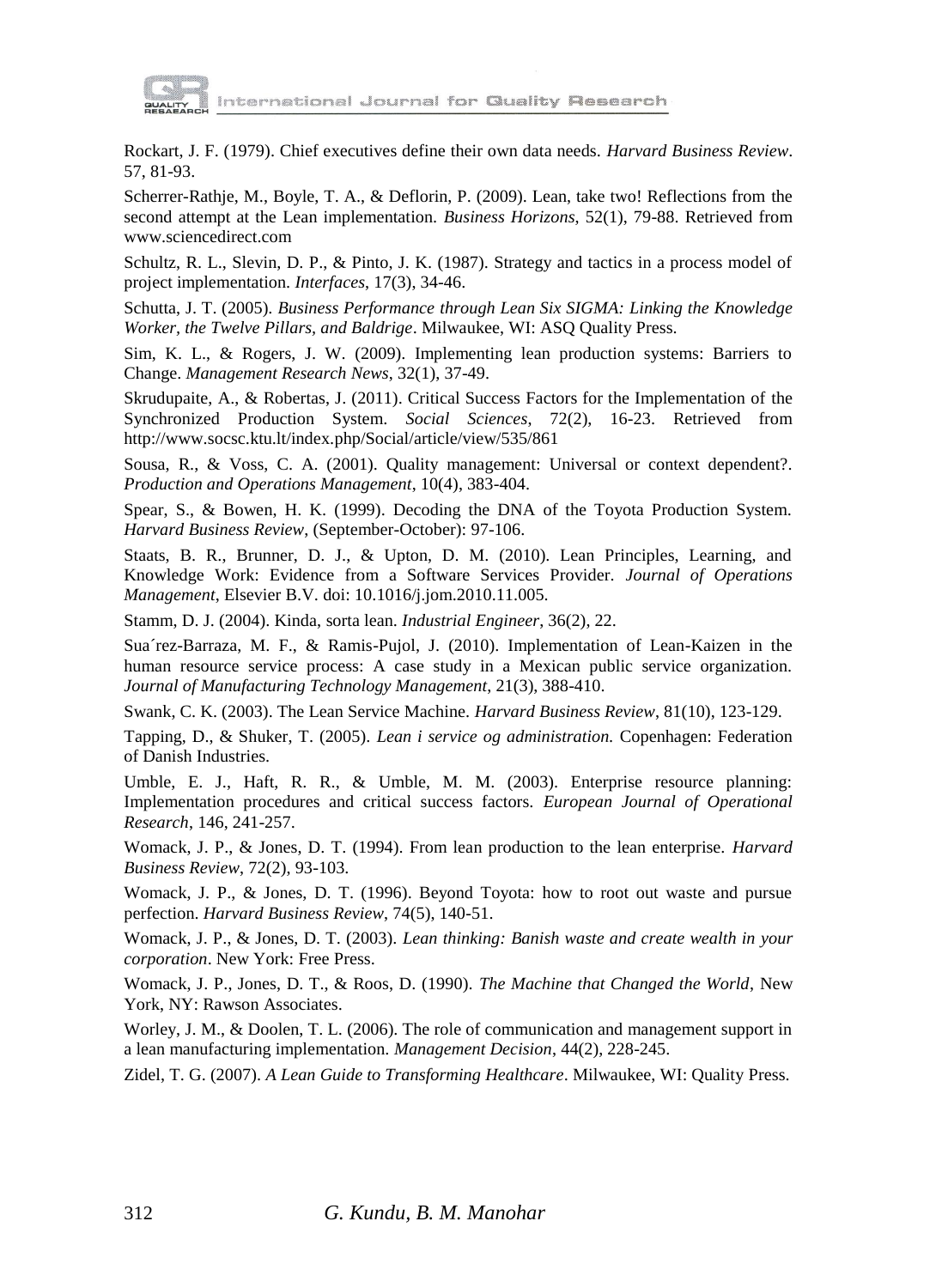Rockart, J. F. (1979). Chief executives define their own data needs. *Harvard Business Review*. 57, 81-93.

Scherrer-Rathje, M., Boyle, T. A., & Deflorin, P. (2009). Lean, take two! Reflections from the second attempt at the Lean implementation. *Business Horizons*, 52(1), 79-88. Retrieved from www.sciencedirect.com

Schultz, R. L., Slevin, D. P., & Pinto, J. K. (1987). Strategy and tactics in a process model of project implementation. *Interfaces*, 17(3), 34-46.

Schutta, J. T. (2005). *Business Performance through Lean Six SIGMA: Linking the Knowledge Worker, the Twelve Pillars, and Baldrige*. Milwaukee, WI: ASQ Quality Press.

Sim, K. L., & Rogers, J. W. (2009). Implementing lean production systems: Barriers to Change. *Management Research News*, 32(1), 37-49.

Skrudupaite, A., & Robertas, J. (2011). Critical Success Factors for the Implementation of the Synchronized Production System. *Social Sciences*, 72(2), 16-23. Retrieved from http://www.socsc.ktu.lt/index.php/Social/article/view/535/861

Sousa, R., & Voss, C. A. (2001). Quality management: Universal or context dependent?. *Production and Operations Management*, 10(4), 383-404.

Spear, S., & Bowen, H. K. (1999). Decoding the DNA of the Toyota Production System. *Harvard Business Review*, (September-October): 97-106.

Staats, B. R., Brunner, D. J., & Upton, D. M. (2010). Lean Principles, Learning, and Knowledge Work: Evidence from a Software Services Provider. *Journal of Operations Management*, Elsevier B.V. doi: 10.1016/j.jom.2010.11.005.

Stamm, D. J. (2004). Kinda, sorta lean. *Industrial Engineer*, 36(2), 22.

Sua´rez-Barraza, M. F., & Ramis-Pujol, J. (2010). Implementation of Lean-Kaizen in the human resource service process: A case study in a Mexican public service organization. *Journal of Manufacturing Technology Management*, 21(3), 388-410.

Swank, C. K. (2003). The Lean Service Machine. *Harvard Business Review*, 81(10), 123-129.

Tapping, D., & Shuker, T. (2005). *Lean i service og administration.* Copenhagen: Federation of Danish Industries.

Umble, E. J., Haft, R. R., & Umble, M. M. (2003). Enterprise resource planning: Implementation procedures and critical success factors. *European Journal of Operational Research*, 146, 241-257.

Womack, J. P., & Jones, D. T. (1994). From lean production to the lean enterprise. *Harvard Business Review*, 72(2), 93-103.

Womack, J. P., & Jones, D. T. (1996). Beyond Toyota: how to root out waste and pursue perfection. *Harvard Business Review*, 74(5), 140-51.

Womack, J. P., & Jones, D. T. (2003). *Lean thinking: Banish waste and create wealth in your corporation*. New York: Free Press.

Womack, J. P., Jones, D. T., & Roos, D. (1990). *The Machine that Changed the World*, New York, NY: Rawson Associates.

Worley, J. M., & Doolen, T. L. (2006). The role of communication and management support in a lean manufacturing implementation. *Management Decision*, 44(2), 228-245.

Zidel, T. G. (2007). *A Lean Guide to Transforming Healthcare*. Milwaukee, WI: Quality Press.